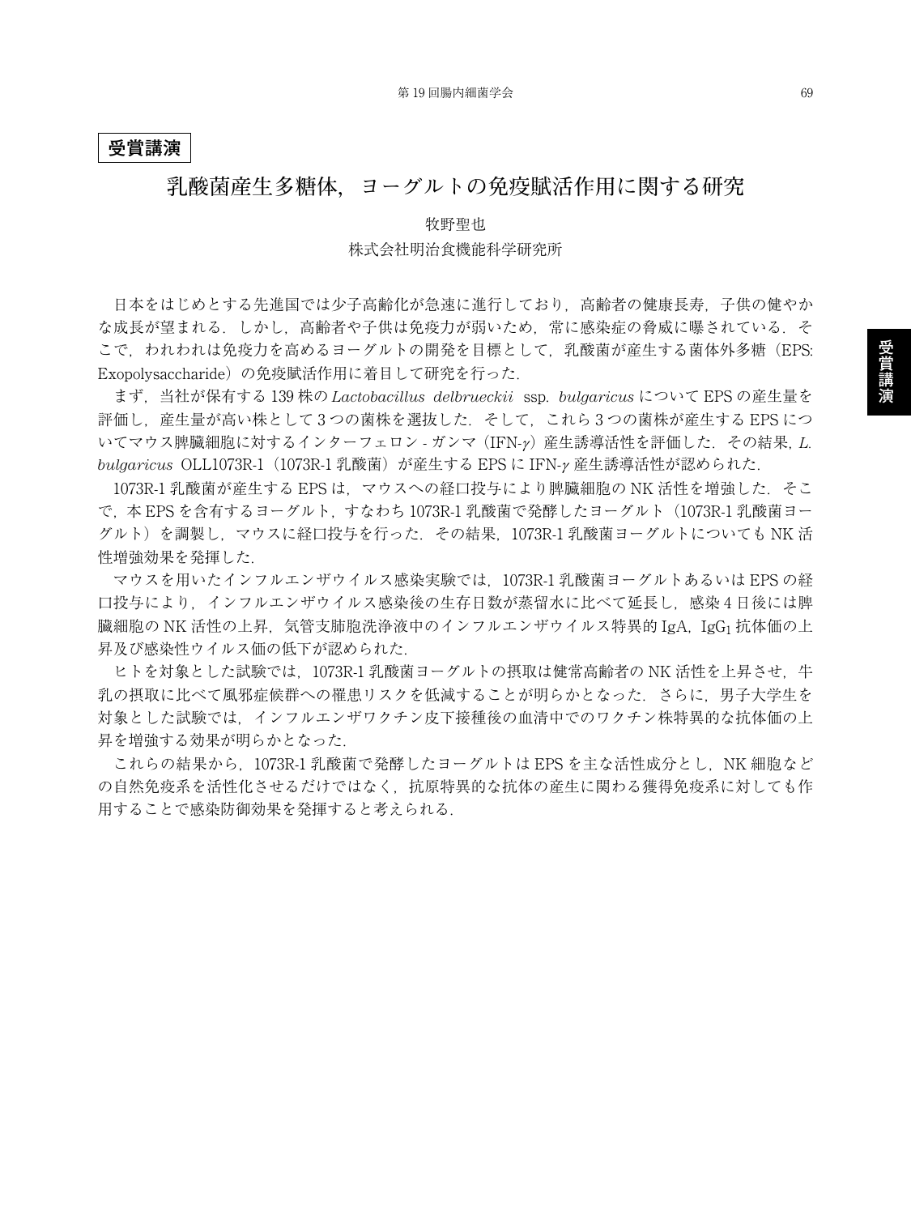**受賞講演**

# 乳酸菌産生多糖体，ヨーグルトの免疫賦活作用に関する研究

牧野聖也

株式会社明治食機能科学研究所

日本をはじめとする先進国では少子高齢化が急速に進行しており，高齢者の健康長寿，子供の健やかな成長が望まれる．しかし，高齢者や子供は免疫力が弱いため，常に感染症の脅威に曝されている．そこで，われわれは免疫力を高めるヨーグルトの開発を目標として，乳酸菌が産生する菌体外多糖（EPS: Exopolysaccharide）の免疫賦活作用に着目して研究を行った．

まず，当社が保有する 139 株の *Lactobacillus delbrueckii* ssp. *bulgaricus* について EPS の産生量を評価し，産生量が高い株として 3 つの菌株を選抜した．そして，これら 3 つの菌株が産生する EPS についてマウス脾臓細胞に対するインターフェロン - ガンマ（IFN-$\gamma$）産生誘導活性を評価した．その結果，*L. bulgaricus* OLL1073R-1（1073R-1 乳酸菌）が産生する EPS に IFN-$\gamma$ 産生誘導活性が認められた．

1073R-1 乳酸菌が産生する EPS は，マウスへの経口投与により脾臓細胞の NK 活性を増強した．そこで，本 EPS を含有するヨーグルト，すなわち 1073R-1 乳酸菌で発酵したヨーグルト（1073R-1 乳酸菌ヨーグルト）を調製し，マウスに経口投与を行った．その結果，1073R-1 乳酸菌ヨーグルトについても NK 活性増強効果を発揮した．

マウスを用いたインフルエンザウイルス感染実験では，1073R-1 乳酸菌ヨーグルトあるいは EPS の経口投与により，インフルエンザウイルス感染後の生存日数が蒸留水に比べて延長し，感染 4 日後には脾臓細胞の NK 活性の上昇，気管支肺胞洗浄液中のインフルエンザウイルス特異的 IgA，$IgG_1$ 抗体価の上昇及び感染性ウイルス価の低下が認められた．

ヒトを対象とした試験では，1073R-1 乳酸菌ヨーグルトの摂取は健常高齢者の NK 活性を上昇させ，牛乳の摂取に比べて風邪症候群への罹患リスクを低減することが明らかとなった．さらに，男子大学生を対象とした試験では，インフルエンザワクチン皮下接種後の血清中でのワクチン株特異的な抗体価の上昇を増強する効果が明らかとなった．

これらの結果から，1073R-1 乳酸菌で発酵したヨーグルトは EPS を主な活性成分とし，NK 細胞などの自然免疫系を活性化させるだけではなく，抗原特異的な抗体の産生に関わる獲得免疫系に対しても作用することで感染防御効果を発揮すると考えられる．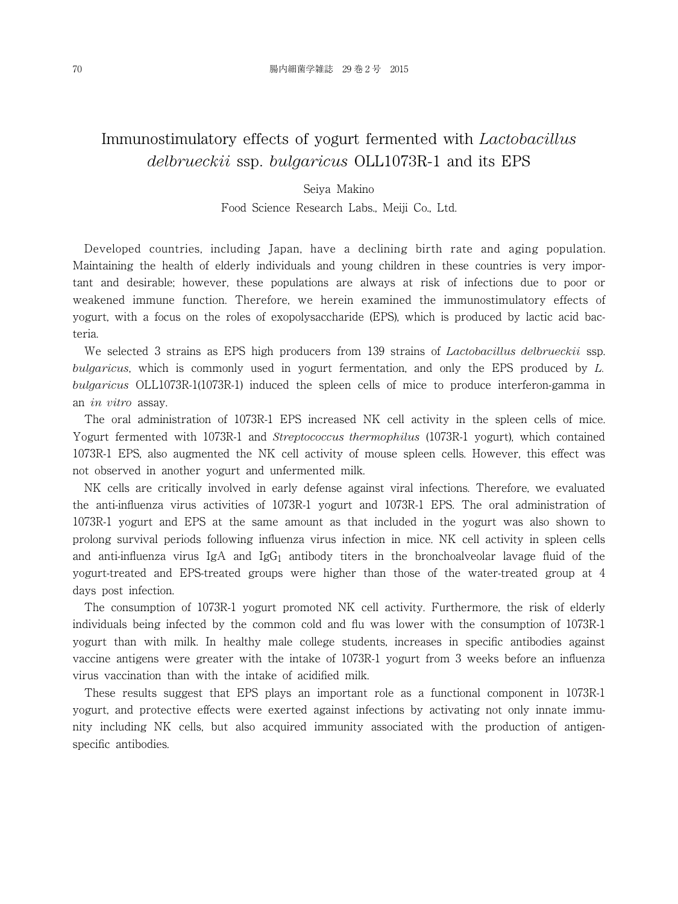# Immunostimulatory effects of yogurt fermented with *Lactobacillus delbrueckii* ssp. *bulgaricus* OLL1073R-1 and its EPS

Seiya Makino

Food Science Research Labs., Meiji Co., Ltd.

Developed countries, including Japan, have a declining birth rate and aging population. Maintaining the health of elderly individuals and young children in these countries is very important and desirable; however, these populations are always at risk of infections due to poor or weakened immune function. Therefore, we herein examined the immunostimulatory effects of yogurt, with a focus on the roles of exopolysaccharide (EPS), which is produced by lactic acid bacteria.

We selected 3 strains as EPS high producers from 139 strains of *Lactobacillus delbrueckii* ssp. *bulgaricus*, which is commonly used in yogurt fermentation, and only the EPS produced by *L. bulgaricus* OLL1073R-1(1073R-1) induced the spleen cells of mice to produce interferon-gamma in an *in vitro* assay.

The oral administration of 1073R-1 EPS increased NK cell activity in the spleen cells of mice. Yogurt fermented with 1073R-1 and *Streptococcus thermophilus* (1073R-1 yogurt), which contained 1073R-1 EPS, also augmented the NK cell activity of mouse spleen cells. However, this effect was not observed in another yogurt and unfermented milk.

NK cells are critically involved in early defense against viral infections. Therefore, we evaluated the anti-influenza virus activities of 1073R-1 yogurt and 1073R-1 EPS. The oral administration of 1073R-1 yogurt and EPS at the same amount as that included in the yogurt was also shown to prolong survival periods following influenza virus infection in mice. NK cell activity in spleen cells and anti-influenza virus IgA and $IgG_1$ antibody titers in the bronchoalveolar lavage fluid of the yogurt-treated and EPS-treated groups were higher than those of the water-treated group at 4 days post infection.

The consumption of 1073R-1 yogurt promoted NK cell activity. Furthermore, the risk of elderly individuals being infected by the common cold and flu was lower with the consumption of 1073R-1 yogurt than with milk. In healthy male college students, increases in specific antibodies against vaccine antigens were greater with the intake of 1073R-1 yogurt from 3 weeks before an influenza virus vaccination than with the intake of acidified milk.

These results suggest that EPS plays an important role as a functional component in 1073R-1 yogurt, and protective effects were exerted against infections by activating not only innate immunity including NK cells, but also acquired immunity associated with the production of antigen-specific antibodies.